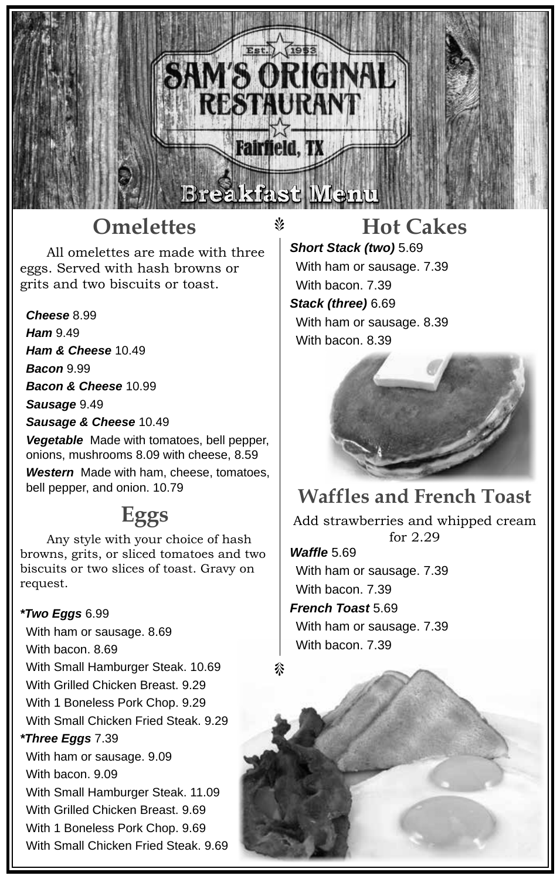# SAM'S ORIGINAL RESTAURANT

Est. 1953

Fairfield, TX

## Breakfast Menu

## Omelettes

All omelettes are made with three eggs. Served with hash browns or grits and two biscuits or toast.

***Cheese*** 8.99

***Ham*** 9.49

***Ham & Cheese*** 10.49

***Bacon*** 9.99

***Bacon & Cheese*** 10.99

***Sausage*** 9.49

***Sausage & Cheese*** 10.49

***Vegetable*** Made with tomatoes, bell pepper, onions, mushrooms 8.09 with cheese, 8.59

***Western*** Made with ham, cheese, tomatoes, bell pepper, and onion. 10.79

## Eggs

Any style with your choice of hash browns, grits, or sliced tomatoes and two biscuits or two slices of toast. Gravy on request.

***\*Two Eggs*** 6.99

With ham or sausage. 8.69

With bacon. 8.69

With Small Hamburger Steak. 10.69

With Grilled Chicken Breast. 9.29

With 1 Boneless Pork Chop. 9.29

With Small Chicken Fried Steak. 9.29

***\*Three Eggs*** 7.39

With ham or sausage. 9.09

With bacon. 9.09

With Small Hamburger Steak. 11.09

With Grilled Chicken Breast. 9.69

With 1 Boneless Pork Chop. 9.69

With Small Chicken Fried Steak. 9.69

## Hot Cakes

***Short Stack (two)*** 5.69

With ham or sausage. 7.39

With bacon. 7.39

***Stack (three)*** 6.69

With ham or sausage. 8.39

With bacon. 8.39

## Waffles and French Toast

Add strawberries and whipped cream for 2.29

***Waffle*** 5.69

With ham or sausage. 7.39

With bacon. 7.39

***French Toast*** 5.69

With ham or sausage. 7.39

With bacon. 7.39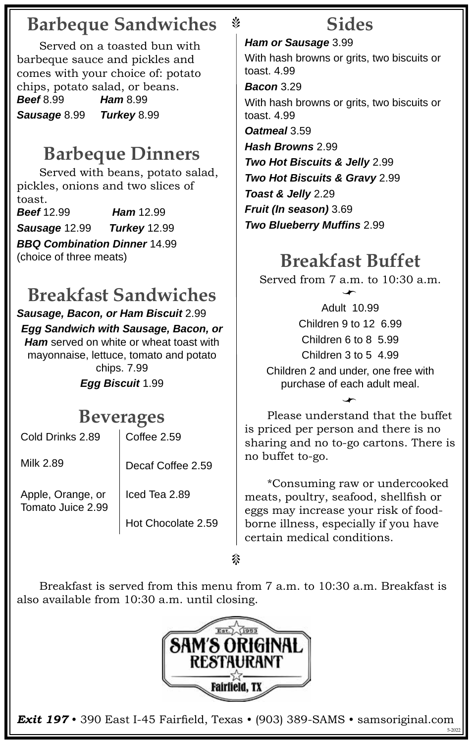## Barbeque Sandwiches

Served on a toasted bun with barbeque sauce and pickles and comes with your choice of: potato chips, potato salad, or beans.

***Beef*** 8.99 ***Ham*** 8.99

***Sausage*** 8.99 ***Turkey*** 8.99

## Barbeque Dinners

Served with beans, potato salad, pickles, onions and two slices of toast.

***Beef*** 12.99 ***Ham*** 12.99

***Sausage*** 12.99 ***Turkey*** 12.99

***BBQ Combination Dinner*** 14.99 (choice of three meats)

## Breakfast Sandwiches

***Sausage, Bacon, or Ham Biscuit*** 2.99

***Egg Sandwich with Sausage, Bacon, or Ham*** served on white or wheat toast with mayonnaise, lettuce, tomato and potato chips. 7.99

***Egg Biscuit*** 1.99

## Beverages

| | |
|---|---|
| Cold Drinks 2.89 | Coffee 2.59 |
| Milk 2.89 | Decaf Coffee 2.59 |
| Apple, Orange, or Tomato Juice 2.99 | Iced Tea 2.89 |
| | Hot Chocolate 2.59 |

## Sides

***Ham or Sausage*** 3.99

With hash browns or grits, two biscuits or toast. 4.99

***Bacon*** 3.29

With hash browns or grits, two biscuits or toast. 4.99

***Oatmeal*** 3.59

***Hash Browns*** 2.99

***Two Hot Biscuits & Jelly*** 2.99

***Two Hot Biscuits & Gravy*** 2.99

***Toast & Jelly*** 2.29

***Fruit (In season)*** 3.69

***Two Blueberry Muffins*** 2.99

## Breakfast Buffet

Served from 7 a.m. to 10:30 a.m.

Adult 10.99

Children 9 to 12 6.99

Children 6 to 8 5.99

Children 3 to 5 4.99

Children 2 and under, one free with purchase of each adult meal.

Please understand that the buffet is priced per person and there is no sharing and no to-go cartons. There is no buffet to-go.

*Consuming raw or undercooked meats, poultry, seafood, shellfish or eggs may increase your risk of food-borne illness, especially if you have certain medical conditions.

Breakfast is served from this menu from 7 a.m. to 10:30 a.m. Breakfast is also available from 10:30 a.m. until closing.

Est. 1953

SAM'S ORIGINAL RESTAURANT

Fairfield, TX

***Exit 197*** • 390 East I-45 Fairfield, Texas • (903) 389-SAMS • samsoriginal.com

5-2022